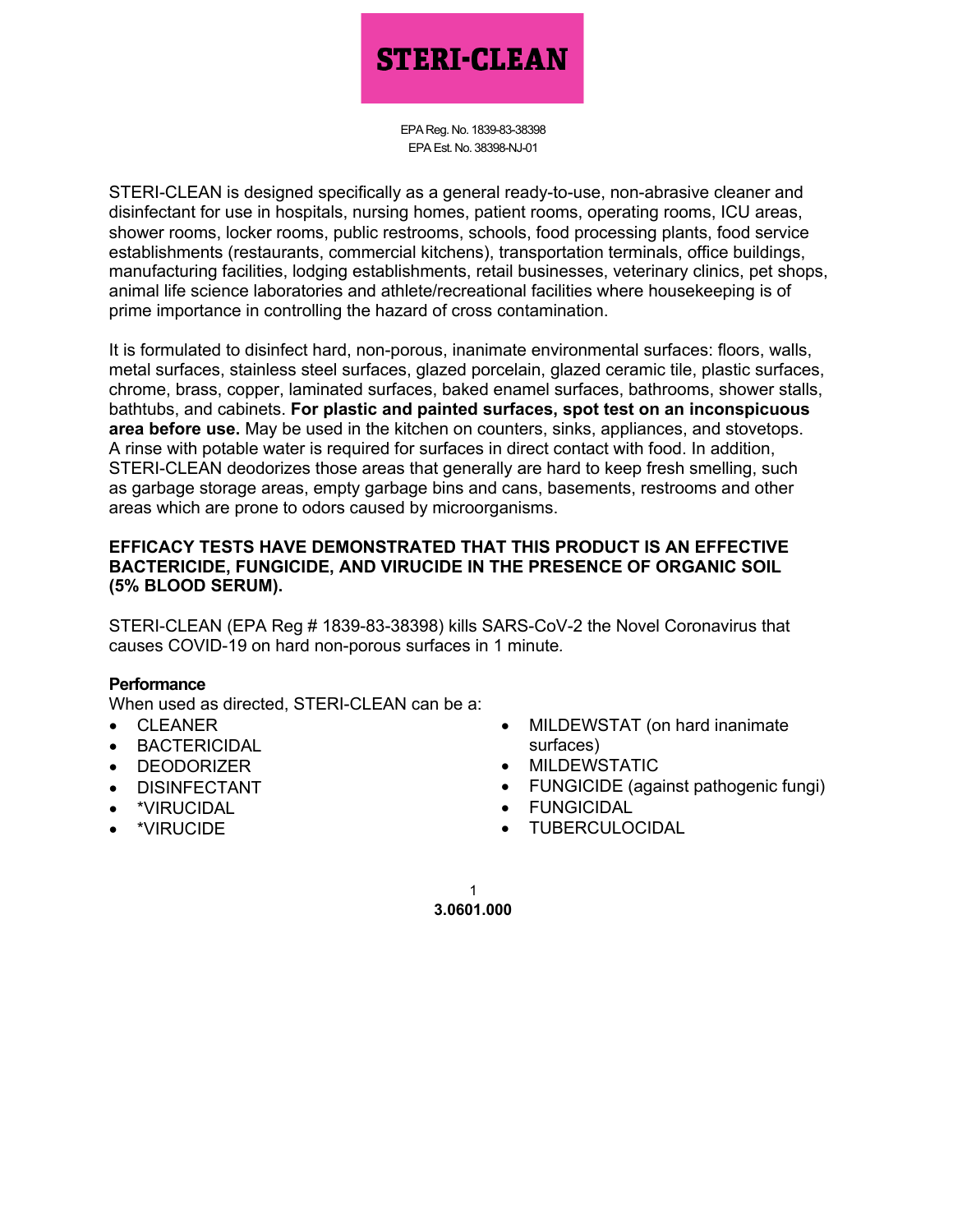# STERI-CLEAN

EPA Reg. No. 1839-83-38398
EPA Est. No. 38398-NJ-01

STERI-CLEAN is designed specifically as a general ready-to-use, non-abrasive cleaner and disinfectant for use in hospitals, nursing homes, patient rooms, operating rooms, ICU areas, shower rooms, locker rooms, public restrooms, schools, food processing plants, food service establishments (restaurants, commercial kitchens), transportation terminals, office buildings, manufacturing facilities, lodging establishments, retail businesses, veterinary clinics, pet shops, animal life science laboratories and athlete/recreational facilities where housekeeping is of prime importance in controlling the hazard of cross contamination.

It is formulated to disinfect hard, non-porous, inanimate environmental surfaces: floors, walls, metal surfaces, stainless steel surfaces, glazed porcelain, glazed ceramic tile, plastic surfaces, chrome, brass, copper, laminated surfaces, baked enamel surfaces, bathrooms, shower stalls, bathtubs, and cabinets. **For plastic and painted surfaces, spot test on an inconspicuous area before use.** May be used in the kitchen on counters, sinks, appliances, and stovetops. A rinse with potable water is required for surfaces in direct contact with food. In addition, STERI-CLEAN deodorizes those areas that generally are hard to keep fresh smelling, such as garbage storage areas, empty garbage bins and cans, basements, restrooms and other areas which are prone to odors caused by microorganisms.

**EFFICACY TESTS HAVE DEMONSTRATED THAT THIS PRODUCT IS AN EFFECTIVE BACTERICIDE, FUNGICIDE, AND VIRUCIDE IN THE PRESENCE OF ORGANIC SOIL (5% BLOOD SERUM).**

STERI-CLEAN (EPA Reg # 1839-83-38398) kills SARS-CoV-2 the Novel Coronavirus that causes COVID-19 on hard non-porous surfaces in 1 minute.

**Performance**

When used as directed, STERI-CLEAN can be a:

- CLEANER
- BACTERICIDAL
- DEODORIZER
- DISINFECTANT
- *VIRUCIDAL
- *VIRUCIDE
- MILDEWSTAT (on hard inanimate surfaces)
- MILDEWSTATIC
- FUNGICIDE (against pathogenic fungi)
- FUNGICIDAL
- TUBERCULOCIDAL

**3.0601.000**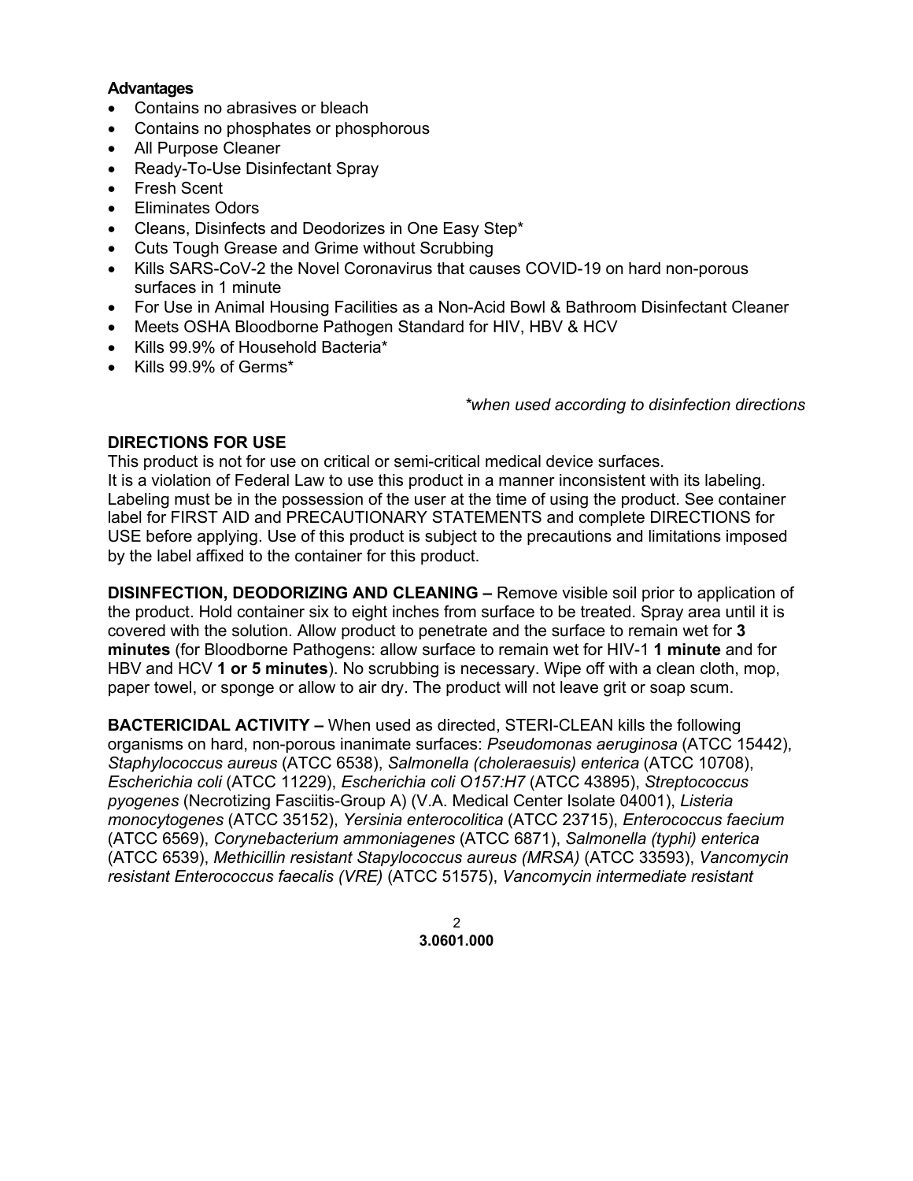**Advantages**

- Contains no abrasives or bleach
- Contains no phosphates or phosphorous
- All Purpose Cleaner
- Ready-To-Use Disinfectant Spray
- Fresh Scent
- Eliminates Odors
- Cleans, Disinfects and Deodorizes in One Easy Step*
- Cuts Tough Grease and Grime without Scrubbing
- Kills SARS-CoV-2 the Novel Coronavirus that causes COVID-19 on hard non-porous surfaces in 1 minute
- For Use in Animal Housing Facilities as a Non-Acid Bowl & Bathroom Disinfectant Cleaner
- Meets OSHA Bloodborne Pathogen Standard for HIV, HBV & HCV
- Kills 99.9% of Household Bacteria*
- Kills 99.9% of Germs*

*\*when used according to disinfection directions*

**DIRECTIONS FOR USE**

This product is not for use on critical or semi-critical medical device surfaces.
It is a violation of Federal Law to use this product in a manner inconsistent with its labeling. Labeling must be in the possession of the user at the time of using the product. See container label for FIRST AID and PRECAUTIONARY STATEMENTS and complete DIRECTIONS for USE before applying. Use of this product is subject to the precautions and limitations imposed by the label affixed to the container for this product.

**DISINFECTION, DEODORIZING AND CLEANING –** Remove visible soil prior to application of the product. Hold container six to eight inches from surface to be treated. Spray area until it is covered with the solution. Allow product to penetrate and the surface to remain wet for **3 minutes** (for Bloodborne Pathogens: allow surface to remain wet for HIV-1 **1 minute** and for HBV and HCV **1 or 5 minutes**). No scrubbing is necessary. Wipe off with a clean cloth, mop, paper towel, or sponge or allow to air dry. The product will not leave grit or soap scum.

**BACTERICIDAL ACTIVITY –** When used as directed, STERI-CLEAN kills the following organisms on hard, non-porous inanimate surfaces: *Pseudomonas aeruginosa* (ATCC 15442), *Staphylococcus aureus* (ATCC 6538), *Salmonella (choleraesuis) enterica* (ATCC 10708), *Escherichia coli* (ATCC 11229), *Escherichia coli O157:H7* (ATCC 43895), *Streptococcus pyogenes* (Necrotizing Fasciitis-Group A) (V.A. Medical Center Isolate 04001), *Listeria monocytogenes* (ATCC 35152), *Yersinia enterocolitica* (ATCC 23715), *Enterococcus faecium* (ATCC 6569), *Corynebacterium ammoniagenes* (ATCC 6871), *Salmonella (typhi) enterica* (ATCC 6539), *Methicillin resistant Stapylococcus aureus (MRSA)* (ATCC 33593), *Vancomycin resistant Enterococcus faecalis (VRE)* (ATCC 51575), *Vancomycin intermediate resistant*

**3.0601.000**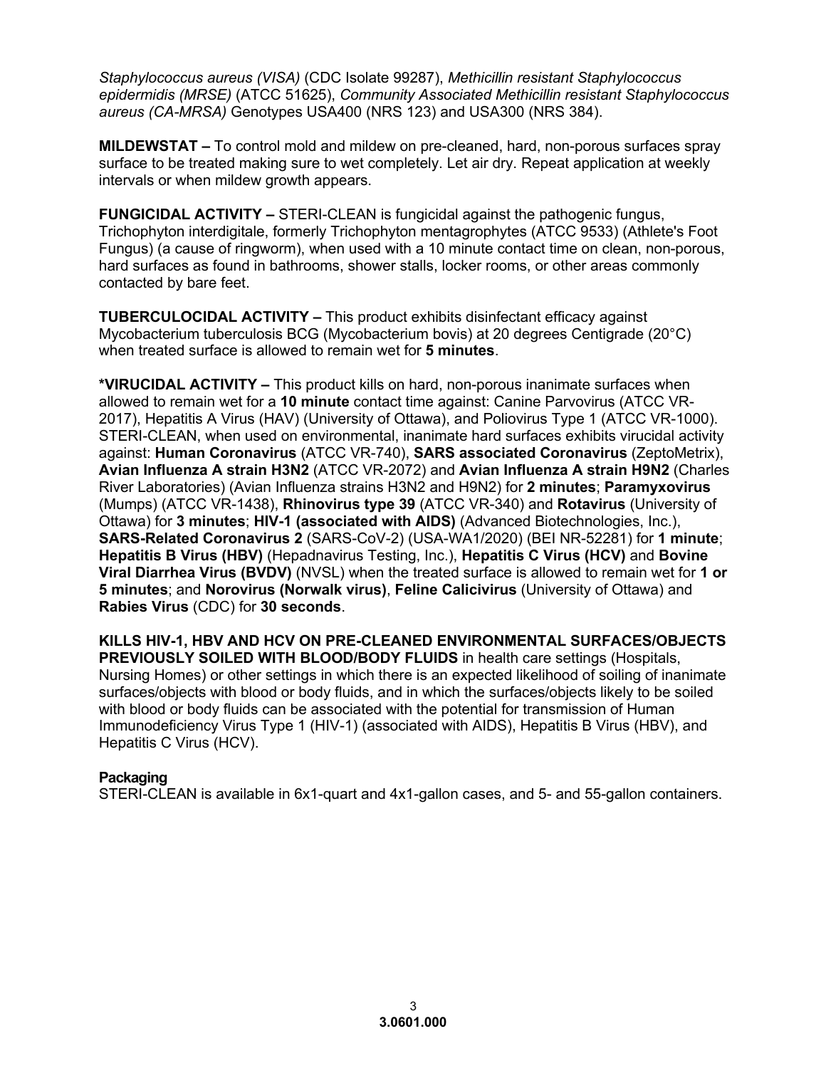*Staphylococcus aureus (VISA)* (CDC Isolate 99287), *Methicillin resistant Staphylococcus epidermidis (MRSE)* (ATCC 51625), *Community Associated Methicillin resistant Staphylococcus aureus (CA-MRSA)* Genotypes USA400 (NRS 123) and USA300 (NRS 384).

**MILDEWSTAT –** To control mold and mildew on pre-cleaned, hard, non-porous surfaces spray surface to be treated making sure to wet completely. Let air dry. Repeat application at weekly intervals or when mildew growth appears.

**FUNGICIDAL ACTIVITY –** STERI-CLEAN is fungicidal against the pathogenic fungus, Trichophyton interdigitale, formerly Trichophyton mentagrophytes (ATCC 9533) (Athlete's Foot Fungus) (a cause of ringworm), when used with a 10 minute contact time on clean, non-porous, hard surfaces as found in bathrooms, shower stalls, locker rooms, or other areas commonly contacted by bare feet.

**TUBERCULOCIDAL ACTIVITY –** This product exhibits disinfectant efficacy against Mycobacterium tuberculosis BCG (Mycobacterium bovis) at 20 degrees Centigrade (20°C) when treated surface is allowed to remain wet for **5 minutes**.

***VIRUCIDAL ACTIVITY –** This product kills on hard, non-porous inanimate surfaces when allowed to remain wet for a **10 minute** contact time against: Canine Parvovirus (ATCC VR-2017), Hepatitis A Virus (HAV) (University of Ottawa), and Poliovirus Type 1 (ATCC VR-1000). STERI-CLEAN, when used on environmental, inanimate hard surfaces exhibits virucidal activity against: **Human Coronavirus** (ATCC VR-740), **SARS associated Coronavirus** (ZeptoMetrix), **Avian Influenza A strain H3N2** (ATCC VR-2072) and **Avian Influenza A strain H9N2** (Charles River Laboratories) (Avian Influenza strains H3N2 and H9N2) for **2 minutes**; **Paramyxovirus** (Mumps) (ATCC VR-1438), **Rhinovirus type 39** (ATCC VR-340) and **Rotavirus** (University of Ottawa) for **3 minutes**; **HIV-1 (associated with AIDS)** (Advanced Biotechnologies, Inc.), **SARS-Related Coronavirus 2** (SARS-CoV-2) (USA-WA1/2020) (BEI NR-52281) for **1 minute**; **Hepatitis B Virus (HBV)** (Hepadnavirus Testing, Inc.), **Hepatitis C Virus (HCV)** and **Bovine Viral Diarrhea Virus (BVDV)** (NVSL) when the treated surface is allowed to remain wet for **1 or 5 minutes**; and **Norovirus (Norwalk virus)**, **Feline Calicivirus** (University of Ottawa) and **Rabies Virus** (CDC) for **30 seconds**.

**KILLS HIV-1, HBV AND HCV ON PRE-CLEANED ENVIRONMENTAL SURFACES/OBJECTS PREVIOUSLY SOILED WITH BLOOD/BODY FLUIDS** in health care settings (Hospitals, Nursing Homes) or other settings in which there is an expected likelihood of soiling of inanimate surfaces/objects with blood or body fluids, and in which the surfaces/objects likely to be soiled with blood or body fluids can be associated with the potential for transmission of Human Immunodeficiency Virus Type 1 (HIV-1) (associated with AIDS), Hepatitis B Virus (HBV), and Hepatitis C Virus (HCV).

**Packaging**

STERI-CLEAN is available in 6x1-quart and 4x1-gallon cases, and 5- and 55-gallon containers.

**3.0601.000**